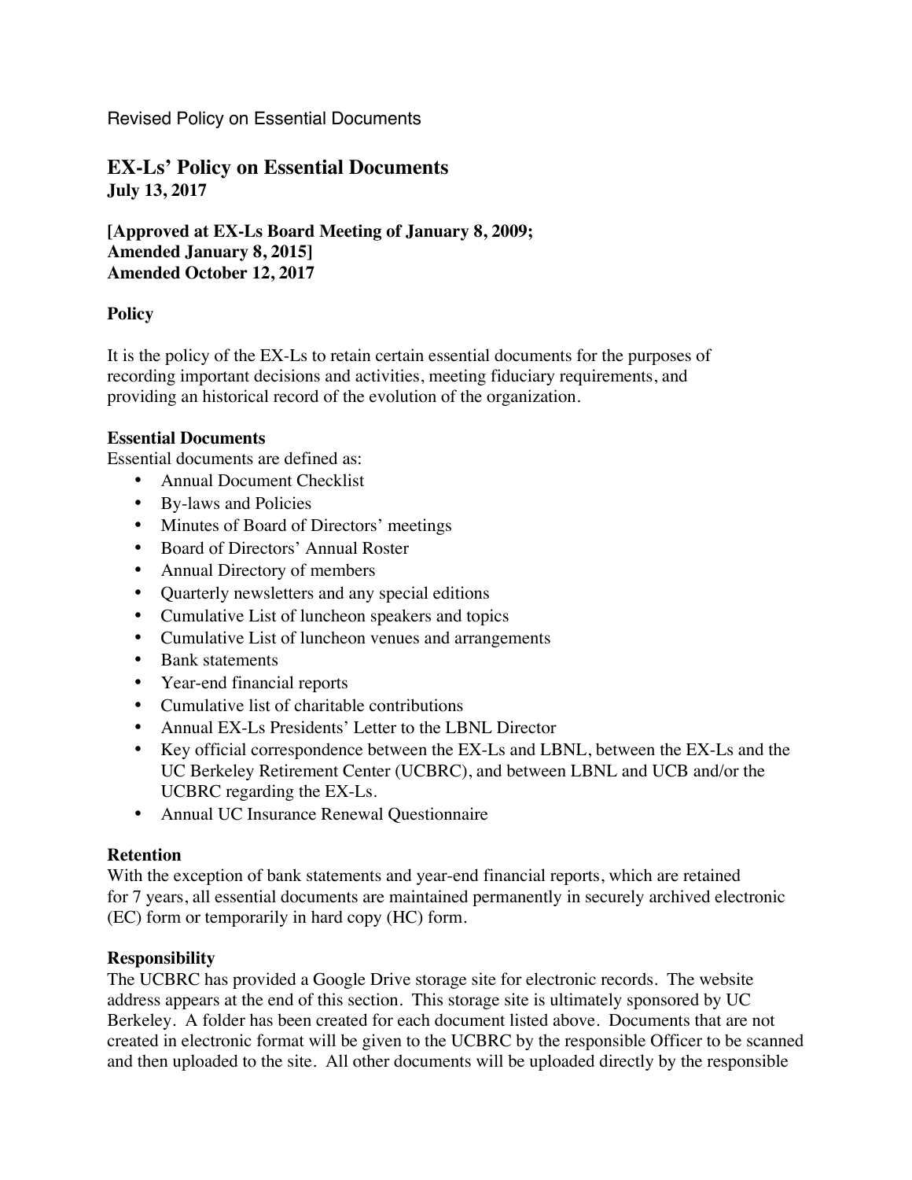Revised Policy on Essential Documents

# EX-Ls' Policy on Essential Documents

**July 13, 2017**

**[Approved at EX-Ls Board Meeting of January 8, 2009;**
**Amended January 8, 2015]**
**Amended October 12, 2017**

## Policy

It is the policy of the EX-Ls to retain certain essential documents for the purposes of recording important decisions and activities, meeting fiduciary requirements, and providing an historical record of the evolution of the organization.

## Essential Documents

Essential documents are defined as:

- Annual Document Checklist
- By-laws and Policies
- Minutes of Board of Directors' meetings
- Board of Directors' Annual Roster
- Annual Directory of members
- Quarterly newsletters and any special editions
- Cumulative List of luncheon speakers and topics
- Cumulative List of luncheon venues and arrangements
- Bank statements
- Year-end financial reports
- Cumulative list of charitable contributions
- Annual EX-Ls Presidents' Letter to the LBNL Director
- Key official correspondence between the EX-Ls and LBNL, between the EX-Ls and the UC Berkeley Retirement Center (UCBRC), and between LBNL and UCB and/or the UCBRC regarding the EX-Ls.
- Annual UC Insurance Renewal Questionnaire

## Retention

With the exception of bank statements and year-end financial reports, which are retained for 7 years, all essential documents are maintained permanently in securely archived electronic (EC) form or temporarily in hard copy (HC) form.

## Responsibility

The UCBRC has provided a Google Drive storage site for electronic records. The website address appears at the end of this section. This storage site is ultimately sponsored by UC Berkeley. A folder has been created for each document listed above. Documents that are not created in electronic format will be given to the UCBRC by the responsible Officer to be scanned and then uploaded to the site. All other documents will be uploaded directly by the responsible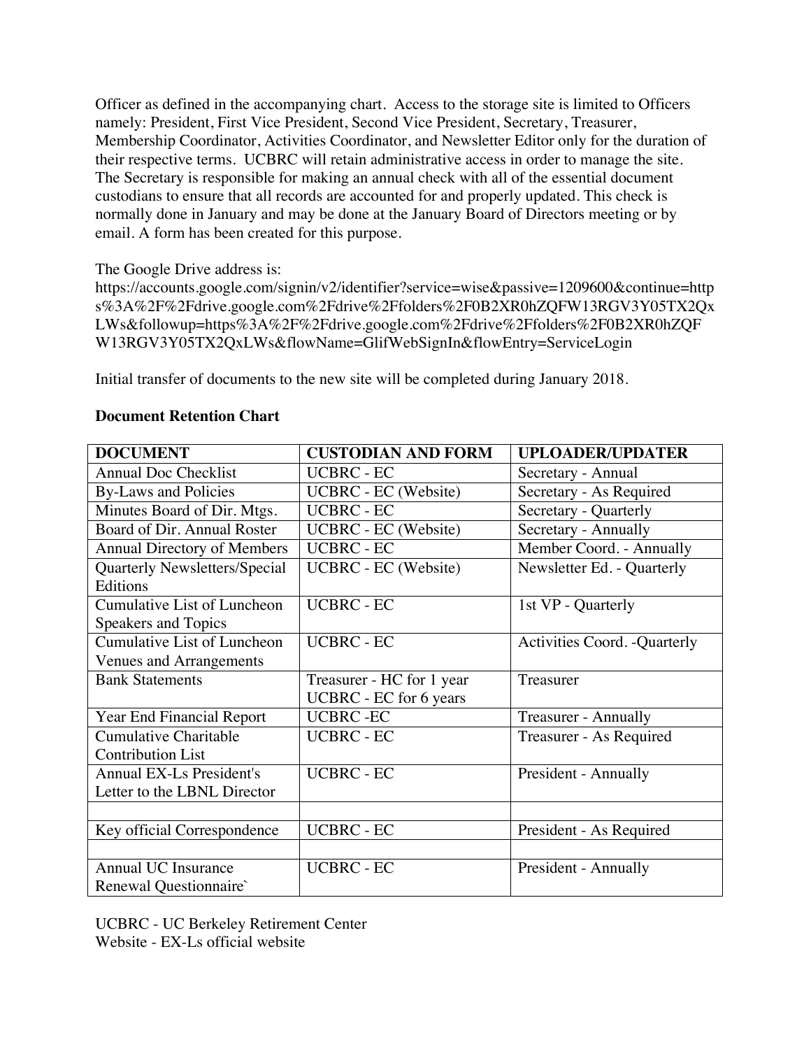Officer as defined in the accompanying chart. Access to the storage site is limited to Officers namely: President, First Vice President, Second Vice President, Secretary, Treasurer, Membership Coordinator, Activities Coordinator, and Newsletter Editor only for the duration of their respective terms. UCBRC will retain administrative access in order to manage the site. The Secretary is responsible for making an annual check with all of the essential document custodians to ensure that all records are accounted for and properly updated. This check is normally done in January and may be done at the January Board of Directors meeting or by email. A form has been created for this purpose.

The Google Drive address is:
https://accounts.google.com/signin/v2/identifier?service=wise&passive=1209600&continue=https%3A%2F%2Fdrive.google.com%2Fdrive%2Ffolders%2F0B2XR0hZQFW13RGV3Y05TX2QxLWs&followup=https%3A%2F%2Fdrive.google.com%2Fdrive%2Ffolders%2F0B2XR0hZQFW13RGV3Y05TX2QxLWs&flowName=GlifWebSignIn&flowEntry=ServiceLogin

Initial transfer of documents to the new site will be completed during January 2018.

**Document Retention Chart**

| DOCUMENT | CUSTODIAN AND FORM | UPLOADER/UPDATER |
|---|---|---|
| Annual Doc Checklist | UCBRC - EC | Secretary - Annual |
| By-Laws and Policies | UCBRC - EC (Website) | Secretary - As Required |
| Minutes Board of Dir. Mtgs. | UCBRC - EC | Secretary - Quarterly |
| Board of Dir. Annual Roster | UCBRC - EC (Website) | Secretary - Annually |
| Annual Directory of Members | UCBRC - EC | Member Coord. - Annually |
| Quarterly Newsletters/Special Editions | UCBRC - EC (Website) | Newsletter Ed. - Quarterly |
| Cumulative List of Luncheon Speakers and Topics | UCBRC - EC | 1st VP - Quarterly |
| Cumulative List of Luncheon Venues and Arrangements | UCBRC - EC | Activities Coord. -Quarterly |
| Bank Statements | Treasurer - HC for 1 year UCBRC - EC for 6 years | Treasurer |
| Year End Financial Report | UCBRC -EC | Treasurer - Annually |
| Cumulative Charitable Contribution List | UCBRC - EC | Treasurer - As Required |
| Annual EX-Ls President's Letter to the LBNL Director | UCBRC - EC | President - Annually |
| | | |
| Key official Correspondence | UCBRC - EC | President - As Required |
| | | |
| Annual UC Insurance Renewal Questionnaire` | UCBRC - EC | President - Annually |

UCBRC - UC Berkeley Retirement Center
Website - EX-Ls official website